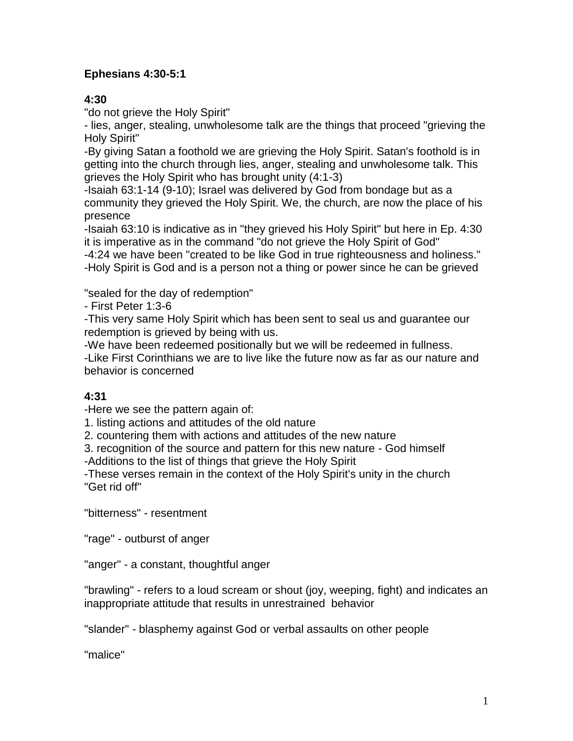**Ephesians 4:30-5:1**

**4:30**

"do not grieve the Holy Spirit"

- lies, anger, stealing, unwholesome talk are the things that proceed "grieving the Holy Spirit"

-By giving Satan a foothold we are grieving the Holy Spirit. Satan's foothold is in getting into the church through lies, anger, stealing and unwholesome talk. This grieves the Holy Spirit who has brought unity (4:1-3)

-Isaiah 63:1-14 (9-10); Israel was delivered by God from bondage but as a community they grieved the Holy Spirit. We, the church, are now the place of his presence

-Isaiah 63:10 is indicative as in "they grieved his Holy Spirit" but here in Ep. 4:30 it is imperative as in the command "do not grieve the Holy Spirit of God"

-4:24 we have been "created to be like God in true righteousness and holiness."

-Holy Spirit is God and is a person not a thing or power since he can be grieved

"sealed for the day of redemption"

- First Peter 1:3-6

-This very same Holy Spirit which has been sent to seal us and guarantee our redemption is grieved by being with us.

-We have been redeemed positionally but we will be redeemed in fullness.

-Like First Corinthians we are to live like the future now as far as our nature and behavior is concerned

**4:31**

-Here we see the pattern again of:

1. listing actions and attitudes of the old nature
2. countering them with actions and attitudes of the new nature
3. recognition of the source and pattern for this new nature - God himself

-Additions to the list of things that grieve the Holy Spirit

-These verses remain in the context of the Holy Spirit's unity in the church

"Get rid off"

"bitterness" - resentment

"rage" - outburst of anger

"anger" - a constant, thoughtful anger

"brawling" - refers to a loud scream or shout (joy, weeping, fight) and indicates an inappropriate attitude that results in unrestrained behavior

"slander" - blasphemy against God or verbal assaults on other people

"malice"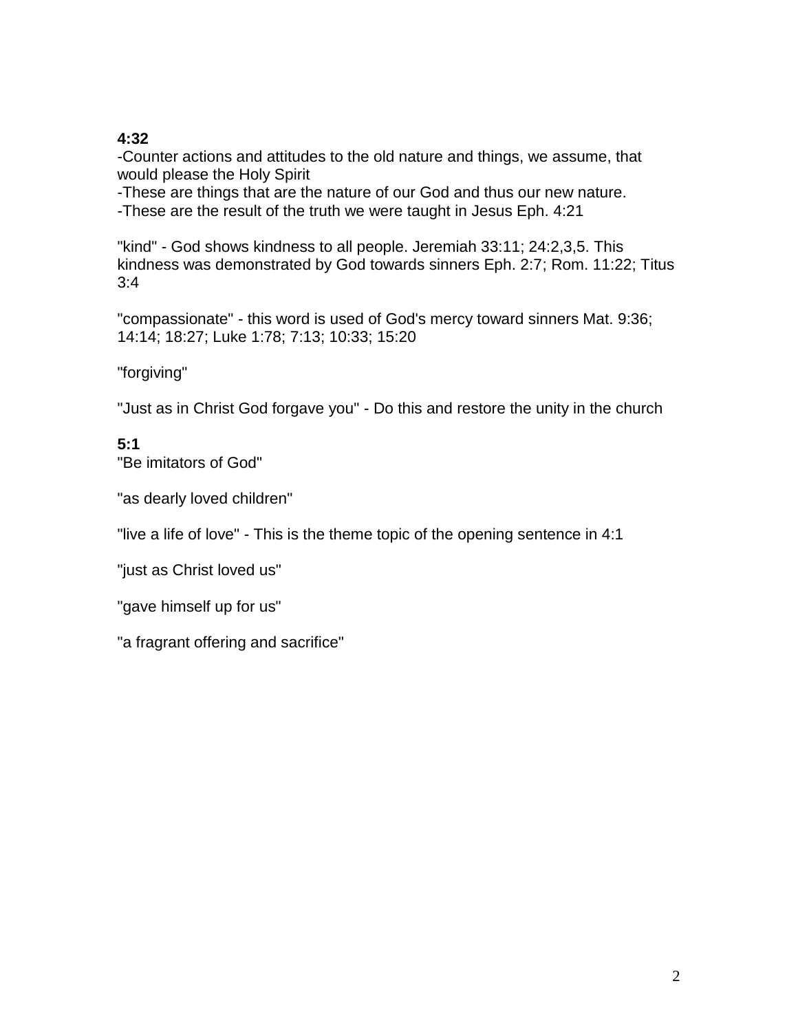**4:32**
-Counter actions and attitudes to the old nature and things, we assume, that would please the Holy Spirit
-These are things that are the nature of our God and thus our new nature.
-These are the result of the truth we were taught in Jesus Eph. 4:21

"kind" - God shows kindness to all people. Jeremiah 33:11; 24:2,3,5. This kindness was demonstrated by God towards sinners Eph. 2:7; Rom. 11:22; Titus 3:4

"compassionate" - this word is used of God's mercy toward sinners Mat. 9:36; 14:14; 18:27; Luke 1:78; 7:13; 10:33; 15:20

"forgiving"

"Just as in Christ God forgave you" - Do this and restore the unity in the church

**5:1**
"Be imitators of God"

"as dearly loved children"

"live a life of love" - This is the theme topic of the opening sentence in 4:1

"just as Christ loved us"

"gave himself up for us"

"a fragrant offering and sacrifice"